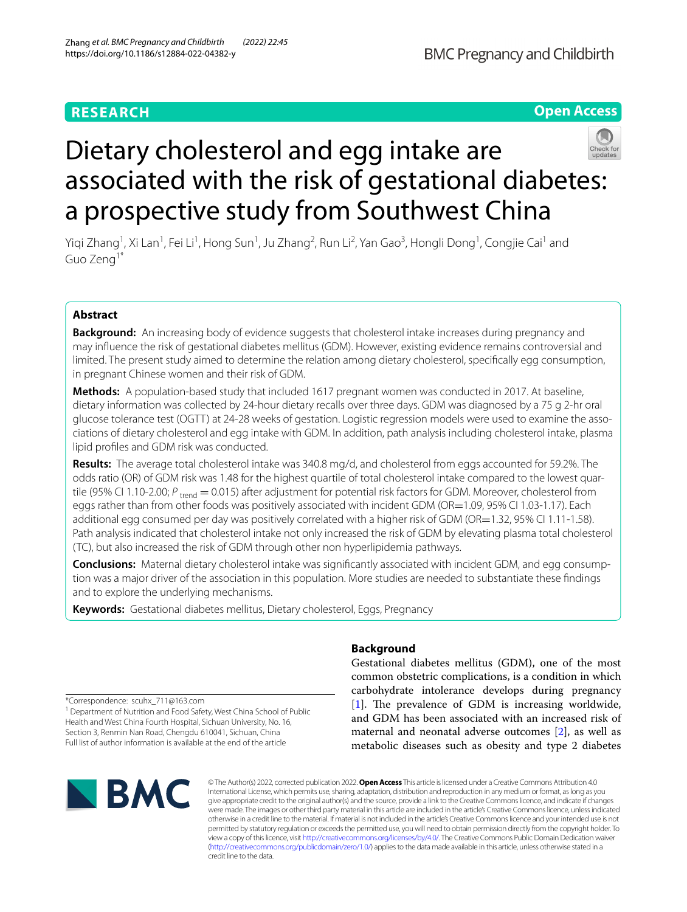RESEARCH

Open Access

# Dietary cholesterol and egg intake are associated with the risk of gestational diabetes: a prospective study from Southwest China

Yiqi Zhang[1], Xi Lan[1], Fei Li[1], Hong Sun[1], Ju Zhang[2], Run Li[2], Yan Gao[3], Hongli Dong[1], Congjie Cai[1] and Guo Zeng[1*]

## Abstract

**Background:** An increasing body of evidence suggests that cholesterol intake increases during pregnancy and may influence the risk of gestational diabetes mellitus (GDM). However, existing evidence remains controversial and limited. The present study aimed to determine the relation among dietary cholesterol, specifically egg consumption, in pregnant Chinese women and their risk of GDM.

**Methods:** A population-based study that included 1617 pregnant women was conducted in 2017. At baseline, dietary information was collected by 24-hour dietary recalls over three days. GDM was diagnosed by a 75 g 2-hr oral glucose tolerance test (OGTT) at 24-28 weeks of gestation. Logistic regression models were used to examine the associations of dietary cholesterol and egg intake with GDM. In addition, path analysis including cholesterol intake, plasma lipid profiles and GDM risk was conducted.

**Results:** The average total cholesterol intake was 340.8 mg/d, and cholesterol from eggs accounted for 59.2%. The odds ratio (OR) of GDM risk was 1.48 for the highest quartile of total cholesterol intake compared to the lowest quartile (95% CI 1.10-2.00; $P_{trend}$ = 0.015) after adjustment for potential risk factors for GDM. Moreover, cholesterol from eggs rather than from other foods was positively associated with incident GDM (OR=1.09, 95% CI 1.03-1.17). Each additional egg consumed per day was positively correlated with a higher risk of GDM (OR=1.32, 95% CI 1.11-1.58). Path analysis indicated that cholesterol intake not only increased the risk of GDM by elevating plasma total cholesterol (TC), but also increased the risk of GDM through other non hyperlipidemia pathways.

**Conclusions:** Maternal dietary cholesterol intake was significantly associated with incident GDM, and egg consumption was a major driver of the association in this population. More studies are needed to substantiate these findings and to explore the underlying mechanisms.

**Keywords:** Gestational diabetes mellitus, Dietary cholesterol, Eggs, Pregnancy

## Background

Gestational diabetes mellitus (GDM), one of the most common obstetric complications, is a condition in which carbohydrate intolerance develops during pregnancy [1]. The prevalence of GDM is increasing worldwide, and GDM has been associated with an increased risk of maternal and neonatal adverse outcomes [2], as well as metabolic diseases such as obesity and type 2 diabetes

*Correspondence: scuhx_711@163.com

[1] Department of Nutrition and Food Safety, West China School of Public Health and West China Fourth Hospital, Sichuan University, No. 16, Section 3, Renmin Nan Road, Chengdu 610041, Sichuan, China

Full list of author information is available at the end of the article

© The Author(s) 2022, corrected publication 2022. **Open Access** This article is licensed under a Creative Commons Attribution 4.0 International License, which permits use, sharing, adaptation, distribution and reproduction in any medium or format, as long as you give appropriate credit to the original author(s) and the source, provide a link to the Creative Commons licence, and indicate if changes were made. The images or other third party material in this article are included in the article's Creative Commons licence, unless indicated otherwise in a credit line to the material. If material is not included in the article's Creative Commons licence and your intended use is not permitted by statutory regulation or exceeds the permitted use, you will need to obtain permission directly from the copyright holder. To view a copy of this licence, visit http://creativecommons.org/licenses/by/4.0/. The Creative Commons Public Domain Dedication waiver (http://creativecommons.org/publicdomain/zero/1.0/) applies to the data made available in this article, unless otherwise stated in a credit line to the data.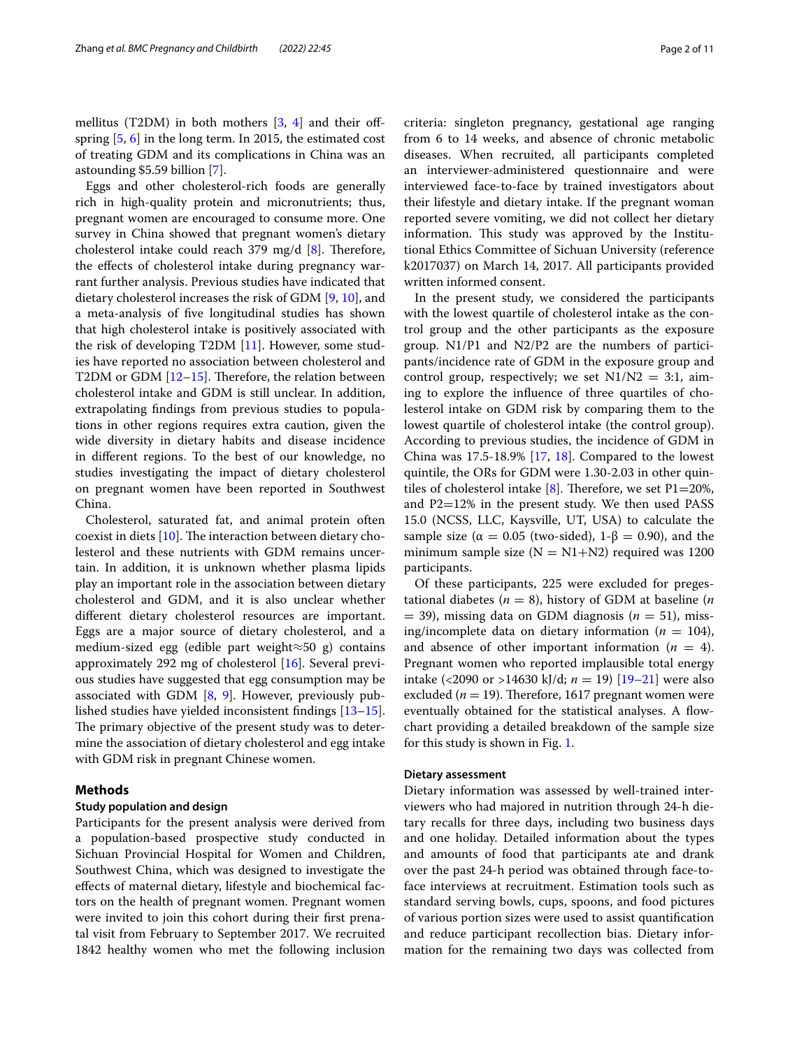mellitus (T2DM) in both mothers [3, 4] and their offspring [5, 6] in the long term. In 2015, the estimated cost of treating GDM and its complications in China was an astounding \$5.59 billion [7].

Eggs and other cholesterol-rich foods are generally rich in high-quality protein and micronutrients; thus, pregnant women are encouraged to consume more. One survey in China showed that pregnant women's dietary cholesterol intake could reach 379 mg/d [8]. Therefore, the effects of cholesterol intake during pregnancy warrant further analysis. Previous studies have indicated that dietary cholesterol increases the risk of GDM [9, 10], and a meta-analysis of five longitudinal studies has shown that high cholesterol intake is positively associated with the risk of developing T2DM [11]. However, some studies have reported no association between cholesterol and T2DM or GDM [12–15]. Therefore, the relation between cholesterol intake and GDM is still unclear. In addition, extrapolating findings from previous studies to populations in other regions requires extra caution, given the wide diversity in dietary habits and disease incidence in different regions. To the best of our knowledge, no studies investigating the impact of dietary cholesterol on pregnant women have been reported in Southwest China.

Cholesterol, saturated fat, and animal protein often coexist in diets [10]. The interaction between dietary cholesterol and these nutrients with GDM remains uncertain. In addition, it is unknown whether plasma lipids play an important role in the association between dietary cholesterol and GDM, and it is also unclear whether different dietary cholesterol resources are important. Eggs are a major source of dietary cholesterol, and a medium-sized egg (edible part weight≈50 g) contains approximately 292 mg of cholesterol [16]. Several previous studies have suggested that egg consumption may be associated with GDM [8, 9]. However, previously published studies have yielded inconsistent findings [13–15]. The primary objective of the present study was to determine the association of dietary cholesterol and egg intake with GDM risk in pregnant Chinese women.

## Methods

### Study population and design

Participants for the present analysis were derived from a population-based prospective study conducted in Sichuan Provincial Hospital for Women and Children, Southwest China, which was designed to investigate the effects of maternal dietary, lifestyle and biochemical factors on the health of pregnant women. Pregnant women were invited to join this cohort during their first prenatal visit from February to September 2017. We recruited 1842 healthy women who met the following inclusion criteria: singleton pregnancy, gestational age ranging from 6 to 14 weeks, and absence of chronic metabolic diseases. When recruited, all participants completed an interviewer-administered questionnaire and were interviewed face-to-face by trained investigators about their lifestyle and dietary intake. If the pregnant woman reported severe vomiting, we did not collect her dietary information. This study was approved by the Institutional Ethics Committee of Sichuan University (reference k2017037) on March 14, 2017. All participants provided written informed consent.

In the present study, we considered the participants with the lowest quartile of cholesterol intake as the control group and the other participants as the exposure group. N1/P1 and N2/P2 are the numbers of participants/incidence rate of GDM in the exposure group and control group, respectively; we set $N1/N2 = 3:1$, aiming to explore the influence of three quartiles of cholesterol intake on GDM risk by comparing them to the lowest quartile of cholesterol intake (the control group). According to previous studies, the incidence of GDM in China was 17.5-18.9% [17, 18]. Compared to the lowest quintile, the ORs for GDM were 1.30-2.03 in other quintiles of cholesterol intake [8]. Therefore, we set $P1=20\%$, and $P2=12\%$ in the present study. We then used PASS 15.0 (NCSS, LLC, Kaysville, UT, USA) to calculate the sample size ($\alpha = 0.05$ (two-sided), $1\text{-}\beta = 0.90$), and the minimum sample size ($N = N1+N2$) required was 1200 participants.

Of these participants, 225 were excluded for pregestational diabetes ($n = 8$), history of GDM at baseline ($n = 39$), missing data on GDM diagnosis ($n = 51$), missing/incomplete data on dietary information ($n = 104$), and absence of other important information ($n = 4$). Pregnant women who reported implausible total energy intake (<2090 or >14630 kJ/d; $n = 19$) [19–21] were also excluded ($n = 19$). Therefore, 1617 pregnant women were eventually obtained for the statistical analyses. A flowchart providing a detailed breakdown of the sample size for this study is shown in Fig. 1.

### Dietary assessment

Dietary information was assessed by well-trained interviewers who had majored in nutrition through 24-h dietary recalls for three days, including two business days and one holiday. Detailed information about the types and amounts of food that participants ate and drank over the past 24-h period was obtained through face-to-face interviews at recruitment. Estimation tools such as standard serving bowls, cups, spoons, and food pictures of various portion sizes were used to assist quantification and reduce participant recollection bias. Dietary information for the remaining two days was collected from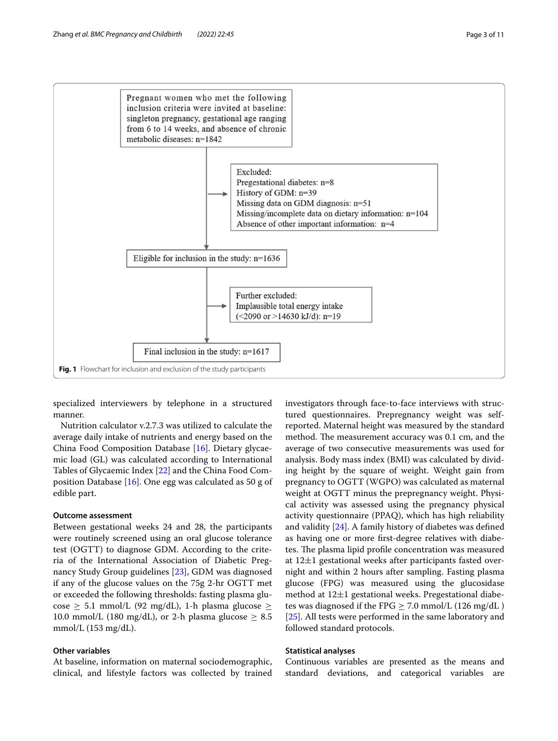Pregnant women who met the following inclusion criteria were invited at baseline: singleton pregnancy, gestational age ranging from 6 to 14 weeks, and absence of chronic metabolic diseases: n=1842

Excluded:
Pregestational diabetes: n=8
History of GDM: n=39
Missing data on GDM diagnosis: n=51
Missing/incomplete data on dietary information: n=104
Absence of other important information: n=4

Eligible for inclusion in the study: n=1636

Further excluded:
Implausible total energy intake (<2090 or >14630 kJ/d): n=19

Final inclusion in the study: n=1617

**Fig. 1** Flowchart for inclusion and exclusion of the study participants

specialized interviewers by telephone in a structured manner.

Nutrition calculator v.2.7.3 was utilized to calculate the average daily intake of nutrients and energy based on the China Food Composition Database [16]. Dietary glycaemic load (GL) was calculated according to International Tables of Glycaemic Index [22] and the China Food Composition Database [16]. One egg was calculated as 50 g of edible part.

#### Outcome assessment

Between gestational weeks 24 and 28, the participants were routinely screened using an oral glucose tolerance test (OGTT) to diagnose GDM. According to the criteria of the International Association of Diabetic Pregnancy Study Group guidelines [23], GDM was diagnosed if any of the glucose values on the 75g 2-hr OGTT met or exceeded the following thresholds: fasting plasma glucose $\geq$ 5.1 mmol/L (92 mg/dL), 1-h plasma glucose $\geq$ 10.0 mmol/L (180 mg/dL), or 2-h plasma glucose $\geq$ 8.5 mmol/L (153 mg/dL).

#### Other variables

At baseline, information on maternal sociodemographic, clinical, and lifestyle factors was collected by trained investigators through face-to-face interviews with structured questionnaires. Prepregnancy weight was self-reported. Maternal height was measured by the standard method. The measurement accuracy was 0.1 cm, and the average of two consecutive measurements was used for analysis. Body mass index (BMI) was calculated by dividing height by the square of weight. Weight gain from pregnancy to OGTT (WGPO) was calculated as maternal weight at OGTT minus the prepregnancy weight. Physical activity was assessed using the pregnancy physical activity questionnaire (PPAQ), which has high reliability and validity [24]. A family history of diabetes was defined as having one or more first-degree relatives with diabetes. The plasma lipid profile concentration was measured at 12±1 gestational weeks after participants fasted overnight and within 2 hours after sampling. Fasting plasma glucose (FPG) was measured using the glucosidase method at 12±1 gestational weeks. Pregestational diabetes was diagnosed if the FPG $\geq$ 7.0 mmol/L (126 mg/dL ) [25]. All tests were performed in the same laboratory and followed standard protocols.

#### Statistical analyses

Continuous variables are presented as the means and standard deviations, and categorical variables are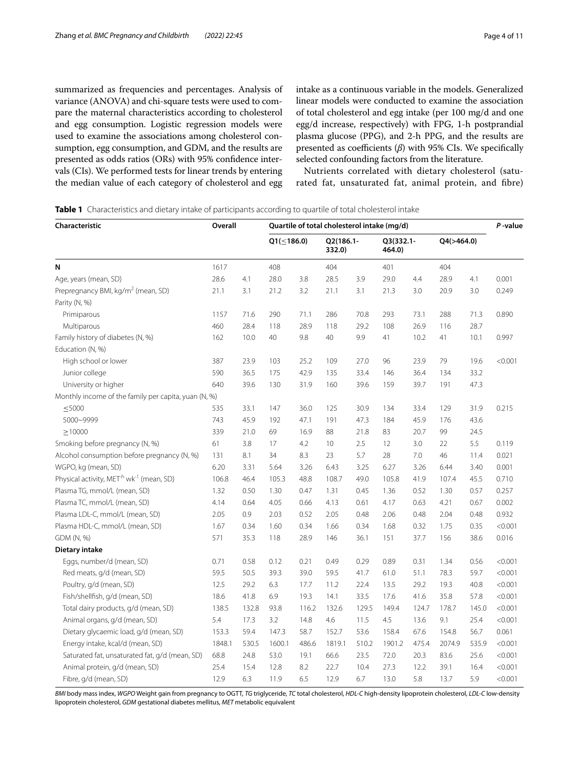summarized as frequencies and percentages. Analysis of variance (ANOVA) and chi-square tests were used to compare the maternal characteristics according to cholesterol and egg consumption. Logistic regression models were used to examine the associations among cholesterol consumption, egg consumption, and GDM, and the results are presented as odds ratios (ORs) with 95% confidence intervals (CIs). We performed tests for linear trends by entering the median value of each category of cholesterol and egg intake as a continuous variable in the models. Generalized linear models were conducted to examine the association of total cholesterol and egg intake (per 100 mg/d and one egg/d increase, respectively) with FPG, 1-h postprandial plasma glucose (PPG), and 2-h PPG, and the results are presented as coefficients ($\beta$) with 95% CIs. We specifically selected confounding factors from the literature.

Nutrients correlated with dietary cholesterol (saturated fat, unsaturated fat, animal protein, and fibre)

**Table 1** Characteristics and dietary intake of participants according to quartile of total cholesterol intake

| Characteristic | Overall | | Quartile of total cholesterol intake (mg/d) | | | | | | | | *P*-value |
|---|---|---|---|---|---|---|---|---|---|---|---|
| | | | Q1(≤186.0) | | Q2(186.1-332.0) | | Q3(332.1-464.0) | | Q4(>464.0) | | |
| **N** | 1617 | | 408 | | 404 | | 401 | | 404 | | |
| Age, years (mean, SD) | 28.6 | 4.1 | 28.0 | 3.8 | 28.5 | 3.9 | 29.0 | 4.4 | 28.9 | 4.1 | 0.001 |
| Prepregnancy BMI, kg/m$^2$ (mean, SD) | 21.1 | 3.1 | 21.2 | 3.2 | 21.1 | 3.1 | 21.3 | 3.0 | 20.9 | 3.0 | 0.249 |
| Parity (N, %) | | | | | | | | | | | |
| Primiparous | 1157 | 71.6 | 290 | 71.1 | 286 | 70.8 | 293 | 73.1 | 288 | 71.3 | 0.890 |
| Multiparous | 460 | 28.4 | 118 | 28.9 | 118 | 29.2 | 108 | 26.9 | 116 | 28.7 | |
| Family history of diabetes (N, %) | 162 | 10.0 | 40 | 9.8 | 40 | 9.9 | 41 | 10.2 | 41 | 10.1 | 0.997 |
| Education (N, %) | | | | | | | | | | | |
| High school or lower | 387 | 23.9 | 103 | 25.2 | 109 | 27.0 | 96 | 23.9 | 79 | 19.6 | <0.001 |
| Junior college | 590 | 36.5 | 175 | 42.9 | 135 | 33.4 | 146 | 36.4 | 134 | 33.2 | |
| University or higher | 640 | 39.6 | 130 | 31.9 | 160 | 39.6 | 159 | 39.7 | 191 | 47.3 | |
| Monthly income of the family per capita, yuan (N, %) | | | | | | | | | | | |
| ≤5000 | 535 | 33.1 | 147 | 36.0 | 125 | 30.9 | 134 | 33.4 | 129 | 31.9 | 0.215 |
| 5000~9999 | 743 | 45.9 | 192 | 47.1 | 191 | 47.3 | 184 | 45.9 | 176 | 43.6 | |
| ≥10000 | 339 | 21.0 | 69 | 16.9 | 88 | 21.8 | 83 | 20.7 | 99 | 24.5 | |
| Smoking before pregnancy (N, %) | 61 | 3.8 | 17 | 4.2 | 10 | 2.5 | 12 | 3.0 | 22 | 5.5 | 0.119 |
| Alcohol consumption before pregnancy (N, %) | 131 | 8.1 | 34 | 8.3 | 23 | 5.7 | 28 | 7.0 | 46 | 11.4 | 0.021 |
| WGPO, kg (mean, SD) | 6.20 | 3.31 | 5.64 | 3.26 | 6.43 | 3.25 | 6.27 | 3.26 | 6.44 | 3.40 | 0.001 |
| Physical activity, MET$^{\cdot h}$ wk$^{-1}$ (mean, SD) | 106.8 | 46.4 | 105.3 | 48.8 | 108.7 | 49.0 | 105.8 | 41.9 | 107.4 | 45.5 | 0.710 |
| Plasma TG, mmol/L (mean, SD) | 1.32 | 0.50 | 1.30 | 0.47 | 1.31 | 0.45 | 1.36 | 0.52 | 1.30 | 0.57 | 0.257 |
| Plasma TC, mmol/L (mean, SD) | 4.14 | 0.64 | 4.05 | 0.66 | 4.13 | 0.61 | 4.17 | 0.63 | 4.21 | 0.67 | 0.002 |
| Plasma LDL-C, mmol/L (mean, SD) | 2.05 | 0.9 | 2.03 | 0.52 | 2.05 | 0.48 | 2.06 | 0.48 | 2.04 | 0.48 | 0.932 |
| Plasma HDL-C, mmol/L (mean, SD) | 1.67 | 0.34 | 1.60 | 0.34 | 1.66 | 0.34 | 1.68 | 0.32 | 1.75 | 0.35 | <0.001 |
| GDM (N, %) | 571 | 35.3 | 118 | 28.9 | 146 | 36.1 | 151 | 37.7 | 156 | 38.6 | 0.016 |
| **Dietary intake** | | | | | | | | | | | |
| Eggs, number/d (mean, SD) | 0.71 | 0.58 | 0.12 | 0.21 | 0.49 | 0.29 | 0.89 | 0.31 | 1.34 | 0.56 | <0.001 |
| Red meats, g/d (mean, SD) | 59.5 | 50.5 | 39.3 | 39.0 | 59.5 | 41.7 | 61.0 | 51.1 | 78.3 | 59.7 | <0.001 |
| Poultry, g/d (mean, SD) | 12.5 | 29.2 | 6.3 | 17.7 | 11.2 | 22.4 | 13.5 | 29.2 | 19.3 | 40.8 | <0.001 |
| Fish/shellfish, g/d (mean, SD) | 18.6 | 41.8 | 6.9 | 19.3 | 14.1 | 33.5 | 17.6 | 41.6 | 35.8 | 57.8 | <0.001 |
| Total dairy products, g/d (mean, SD) | 138.5 | 132.8 | 93.8 | 116.2 | 132.6 | 129.5 | 149.4 | 124.7 | 178.7 | 145.0 | <0.001 |
| Animal organs, g/d (mean, SD) | 5.4 | 17.3 | 3.2 | 14.8 | 4.6 | 11.5 | 4.5 | 13.6 | 9.1 | 25.4 | <0.001 |
| Dietary glycaemic load, g/d (mean, SD) | 153.3 | 59.4 | 147.3 | 58.7 | 152.7 | 53.6 | 158.4 | 67.6 | 154.8 | 56.7 | 0.061 |
| Energy intake, kcal/d (mean, SD) | 1848.1 | 530.5 | 1600.1 | 486.6 | 1819.1 | 510.2 | 1901.2 | 475.4 | 2074.9 | 535.9 | <0.001 |
| Saturated fat, unsaturated fat, g/d (mean, SD) | 68.8 | 24.8 | 53.0 | 19.1 | 66.6 | 23.5 | 72.0 | 20.3 | 83.6 | 25.6 | <0.001 |
| Animal protein, g/d (mean, SD) | 25.4 | 15.4 | 12.8 | 8.2 | 22.7 | 10.4 | 27.3 | 12.2 | 39.1 | 16.4 | <0.001 |
| Fibre, g/d (mean, SD) | 12.9 | 6.3 | 11.9 | 6.5 | 12.9 | 6.7 | 13.0 | 5.8 | 13.7 | 5.9 | <0.001 |

*BMI* body mass index, *WGPO* Weight gain from pregnancy to OGTT, *TG* triglyceride, *TC* total cholesterol, *HDL-C* high-density lipoprotein cholesterol, *LDL-C* low-density lipoprotein cholesterol, *GDM* gestational diabetes mellitus, *MET* metabolic equivalent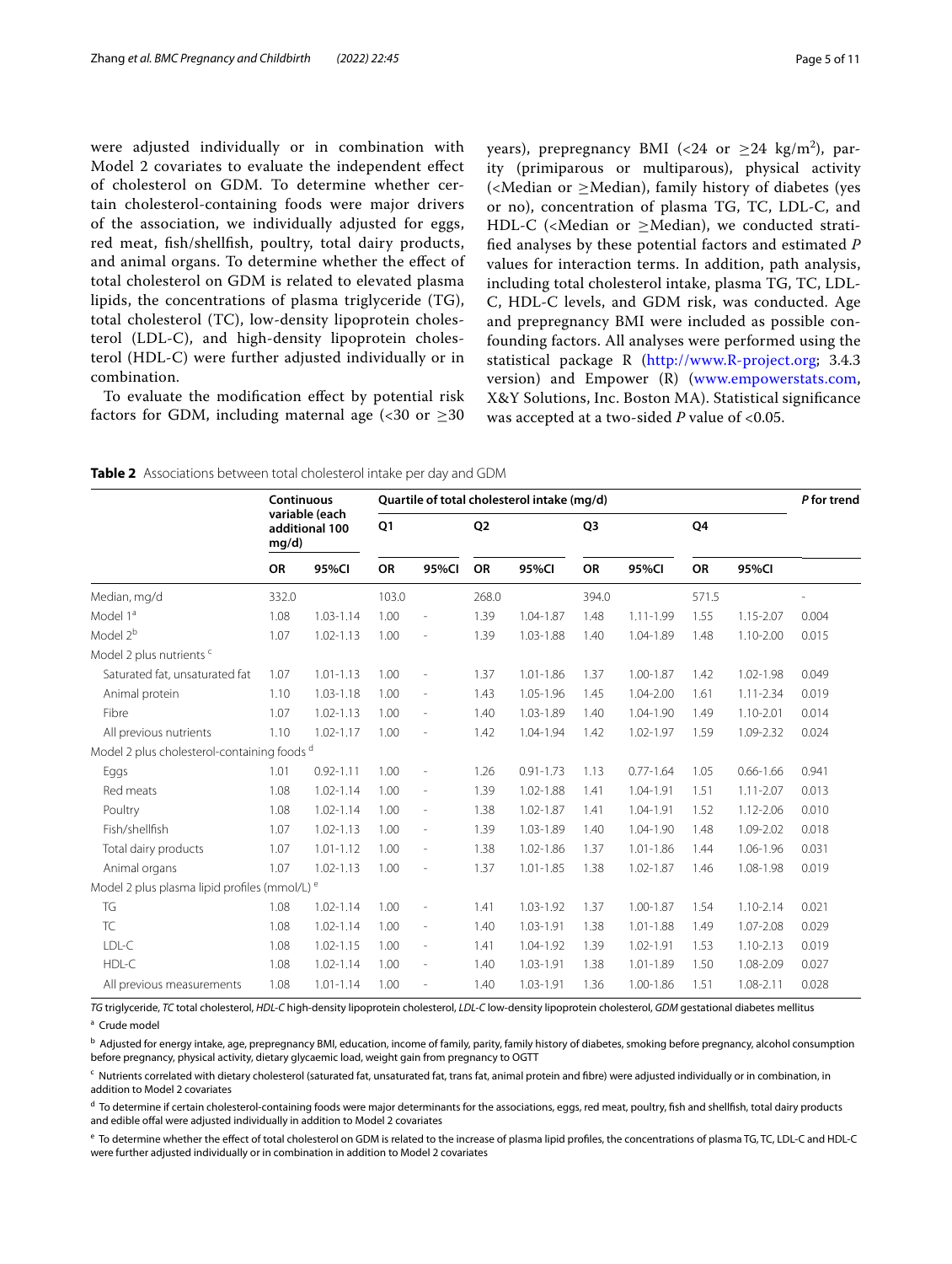were adjusted individually or in combination with Model 2 covariates to evaluate the independent effect of cholesterol on GDM. To determine whether certain cholesterol-containing foods were major drivers of the association, we individually adjusted for eggs, red meat, fish/shellfish, poultry, total dairy products, and animal organs. To determine whether the effect of total cholesterol on GDM is related to elevated plasma lipids, the concentrations of plasma triglyceride (TG), total cholesterol (TC), low-density lipoprotein cholesterol (LDL-C), and high-density lipoprotein cholesterol (HDL-C) were further adjusted individually or in combination.

To evaluate the modification effect by potential risk factors for GDM, including maternal age (<30 or ≥30 years), prepregnancy BMI (<24 or ≥24 kg/m$^2$), parity (primiparous or multiparous), physical activity (<Median or ≥Median), family history of diabetes (yes or no), concentration of plasma TG, TC, LDL-C, and HDL-C (<Median or ≥Median), we conducted stratified analyses by these potential factors and estimated *P* values for interaction terms. In addition, path analysis, including total cholesterol intake, plasma TG, TC, LDL-C, HDL-C levels, and GDM risk, was conducted. Age and prepregnancy BMI were included as possible confounding factors. All analyses were performed using the statistical package R (http://www.R-project.org; 3.4.3 version) and Empower (R) (www.empowerstats.com, X&Y Solutions, Inc. Boston MA). Statistical significance was accepted at a two-sided *P* value of <0.05.

**Table 2** Associations between total cholesterol intake per day and GDM

| | Continuous variable (each additional 100 mg/d) | | Quartile of total cholesterol intake (mg/d) | | | | | | | | *P* for trend |
|---|---|---|---|---|---|---|---|---|---|---|---|
| | | | Q1 | | Q2 | | Q3 | | Q4 | | |
| | OR | 95%CI | OR | 95%CI | OR | 95%CI | OR | 95%CI | OR | 95%CI | |
| Median, mg/d | 332.0 | | 103.0 | | 268.0 | | 394.0 | | 571.5 | | - |
| Model 1[a] | 1.08 | 1.03-1.14 | 1.00 | - | 1.39 | 1.04-1.87 | 1.48 | 1.11-1.99 | 1.55 | 1.15-2.07 | 0.004 |
| Model 2[b] | 1.07 | 1.02-1.13 | 1.00 | - | 1.39 | 1.03-1.88 | 1.40 | 1.04-1.89 | 1.48 | 1.10-2.00 | 0.015 |
| Model 2 plus nutrients[c] | | | | | | | | | | | |
| Saturated fat, unsaturated fat | 1.07 | 1.01-1.13 | 1.00 | - | 1.37 | 1.01-1.86 | 1.37 | 1.00-1.87 | 1.42 | 1.02-1.98 | 0.049 |
| Animal protein | 1.10 | 1.03-1.18 | 1.00 | - | 1.43 | 1.05-1.96 | 1.45 | 1.04-2.00 | 1.61 | 1.11-2.34 | 0.019 |
| Fibre | 1.07 | 1.02-1.13 | 1.00 | - | 1.40 | 1.03-1.89 | 1.40 | 1.04-1.90 | 1.49 | 1.10-2.01 | 0.014 |
| All previous nutrients | 1.10 | 1.02-1.17 | 1.00 | - | 1.42 | 1.04-1.94 | 1.42 | 1.02-1.97 | 1.59 | 1.09-2.32 | 0.024 |
| Model 2 plus cholesterol-containing foods[d] | | | | | | | | | | | |
| Eggs | 1.01 | 0.92-1.11 | 1.00 | - | 1.26 | 0.91-1.73 | 1.13 | 0.77-1.64 | 1.05 | 0.66-1.66 | 0.941 |
| Red meats | 1.08 | 1.02-1.14 | 1.00 | - | 1.39 | 1.02-1.88 | 1.41 | 1.04-1.91 | 1.51 | 1.11-2.07 | 0.013 |
| Poultry | 1.08 | 1.02-1.14 | 1.00 | - | 1.38 | 1.02-1.87 | 1.41 | 1.04-1.91 | 1.52 | 1.12-2.06 | 0.010 |
| Fish/shellfish | 1.07 | 1.02-1.13 | 1.00 | - | 1.39 | 1.03-1.89 | 1.40 | 1.04-1.90 | 1.48 | 1.09-2.02 | 0.018 |
| Total dairy products | 1.07 | 1.01-1.12 | 1.00 | - | 1.38 | 1.02-1.86 | 1.37 | 1.01-1.86 | 1.44 | 1.06-1.96 | 0.031 |
| Animal organs | 1.07 | 1.02-1.13 | 1.00 | - | 1.37 | 1.01-1.85 | 1.38 | 1.02-1.87 | 1.46 | 1.08-1.98 | 0.019 |
| Model 2 plus plasma lipid profiles (mmol/L)[e] | | | | | | | | | | | |
| TG | 1.08 | 1.02-1.14 | 1.00 | - | 1.41 | 1.03-1.92 | 1.37 | 1.00-1.87 | 1.54 | 1.10-2.14 | 0.021 |
| TC | 1.08 | 1.02-1.14 | 1.00 | - | 1.40 | 1.03-1.91 | 1.38 | 1.01-1.88 | 1.49 | 1.07-2.08 | 0.029 |
| LDL-C | 1.08 | 1.02-1.15 | 1.00 | - | 1.41 | 1.04-1.92 | 1.39 | 1.02-1.91 | 1.53 | 1.10-2.13 | 0.019 |
| HDL-C | 1.08 | 1.02-1.14 | 1.00 | - | 1.40 | 1.03-1.91 | 1.38 | 1.01-1.89 | 1.50 | 1.08-2.09 | 0.027 |
| All previous measurements | 1.08 | 1.01-1.14 | 1.00 | - | 1.40 | 1.03-1.91 | 1.36 | 1.00-1.86 | 1.51 | 1.08-2.11 | 0.028 |

*TG* triglyceride, *TC* total cholesterol, *HDL-C* high-density lipoprotein cholesterol, *LDL-C* low-density lipoprotein cholesterol, *GDM* gestational diabetes mellitus

[a] Crude model

[b] Adjusted for energy intake, age, prepregnancy BMI, education, income of family, parity, family history of diabetes, smoking before pregnancy, alcohol consumption before pregnancy, physical activity, dietary glycaemic load, weight gain from pregnancy to OGTT

[c] Nutrients correlated with dietary cholesterol (saturated fat, unsaturated fat, trans fat, animal protein and fibre) were adjusted individually or in combination, in addition to Model 2 covariates

[d] To determine if certain cholesterol-containing foods were major determinants for the associations, eggs, red meat, poultry, fish and shellfish, total dairy products and edible offal were adjusted individually in addition to Model 2 covariates

[e] To determine whether the effect of total cholesterol on GDM is related to the increase of plasma lipid profiles, the concentrations of plasma TG, TC, LDL-C and HDL-C were further adjusted individually or in combination in addition to Model 2 covariates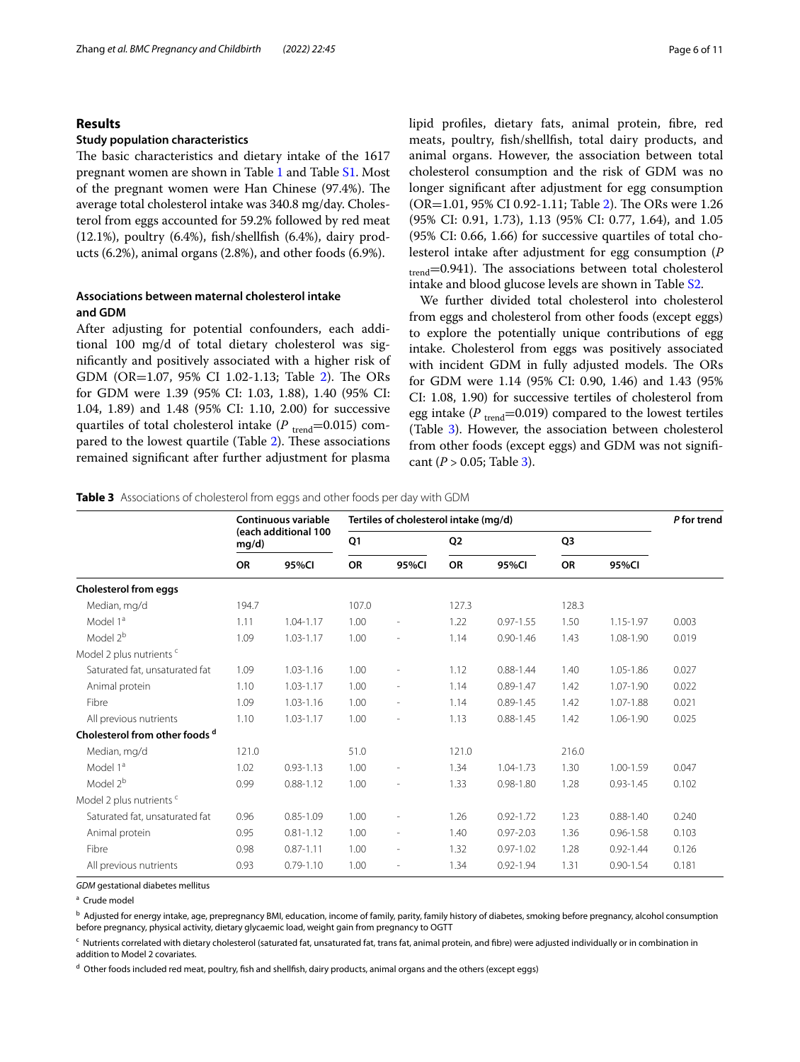## Results

### Study population characteristics

The basic characteristics and dietary intake of the 1617 pregnant women are shown in Table 1 and Table S1. Most of the pregnant women were Han Chinese (97.4%). The average total cholesterol intake was 340.8 mg/day. Cholesterol from eggs accounted for 59.2% followed by red meat (12.1%), poultry (6.4%), fish/shellfish (6.4%), dairy products (6.2%), animal organs (2.8%), and other foods (6.9%).

### Associations between maternal cholesterol intake and GDM

After adjusting for potential confounders, each additional 100 mg/d of total dietary cholesterol was significantly and positively associated with a higher risk of GDM (OR=1.07, 95% CI 1.02-1.13; Table 2). The ORs for GDM were 1.39 (95% CI: 1.03, 1.88), 1.40 (95% CI: 1.04, 1.89) and 1.48 (95% CI: 1.10, 2.00) for successive quartiles of total cholesterol intake ($P_{trend}$=0.015) compared to the lowest quartile (Table 2). These associations remained significant after further adjustment for plasma lipid profiles, dietary fats, animal protein, fibre, red meats, poultry, fish/shellfish, total dairy products, and animal organs. However, the association between total cholesterol consumption and the risk of GDM was no longer significant after adjustment for egg consumption (OR=1.01, 95% CI 0.92-1.11; Table 2). The ORs were 1.26 (95% CI: 0.91, 1.73), 1.13 (95% CI: 0.77, 1.64), and 1.05 (95% CI: 0.66, 1.66) for successive quartiles of total cholesterol intake after adjustment for egg consumption ($P_{trend}$=0.941). The associations between total cholesterol intake and blood glucose levels are shown in Table S2.

We further divided total cholesterol into cholesterol from eggs and cholesterol from other foods (except eggs) to explore the potentially unique contributions of egg intake. Cholesterol from eggs was positively associated with incident GDM in fully adjusted models. The ORs for GDM were 1.14 (95% CI: 0.90, 1.46) and 1.43 (95% CI: 1.08, 1.90) for successive tertiles of cholesterol from egg intake ($P_{trend}$=0.019) compared to the lowest tertiles (Table 3). However, the association between cholesterol from other foods (except eggs) and GDM was not significant ($P$ > 0.05; Table 3).

**Table 3** Associations of cholesterol from eggs and other foods per day with GDM

| | Continuous variable (each additional 100 mg/d) | | Tertiles of cholesterol intake (mg/d) | | | | | | *P* for trend |
|---|---|---|---|---|---|---|---|---|---|
| | | | Q1 | | Q2 | | Q3 | | |
| | OR | 95%CI | OR | 95%CI | OR | 95%CI | OR | 95%CI | |
| **Cholesterol from eggs** | | | | | | | | | |
| Median, mg/d | 194.7 | | 107.0 | | 127.3 | | 128.3 | | |
| Model 1[a] | 1.11 | 1.04-1.17 | 1.00 | - | 1.22 | 0.97-1.55 | 1.50 | 1.15-1.97 | 0.003 |
| Model 2[b] | 1.09 | 1.03-1.17 | 1.00 | - | 1.14 | 0.90-1.46 | 1.43 | 1.08-1.90 | 0.019 |
| Model 2 plus nutrients [c] | | | | | | | | | |
| Saturated fat, unsaturated fat | 1.09 | 1.03-1.16 | 1.00 | - | 1.12 | 0.88-1.44 | 1.40 | 1.05-1.86 | 0.027 |
| Animal protein | 1.10 | 1.03-1.17 | 1.00 | - | 1.14 | 0.89-1.47 | 1.42 | 1.07-1.90 | 0.022 |
| Fibre | 1.09 | 1.03-1.16 | 1.00 | - | 1.14 | 0.89-1.45 | 1.42 | 1.07-1.88 | 0.021 |
| All previous nutrients | 1.10 | 1.03-1.17 | 1.00 | - | 1.13 | 0.88-1.45 | 1.42 | 1.06-1.90 | 0.025 |
| **Cholesterol from other foods [d]** | | | | | | | | | |
| Median, mg/d | 121.0 | | 51.0 | | 121.0 | | 216.0 | | |
| Model 1[a] | 1.02 | 0.93-1.13 | 1.00 | - | 1.34 | 1.04-1.73 | 1.30 | 1.00-1.59 | 0.047 |
| Model 2[b] | 0.99 | 0.88-1.12 | 1.00 | - | 1.33 | 0.98-1.80 | 1.28 | 0.93-1.45 | 0.102 |
| Model 2 plus nutrients [c] | | | | | | | | | |
| Saturated fat, unsaturated fat | 0.96 | 0.85-1.09 | 1.00 | - | 1.26 | 0.92-1.72 | 1.23 | 0.88-1.40 | 0.240 |
| Animal protein | 0.95 | 0.81-1.12 | 1.00 | - | 1.40 | 0.97-2.03 | 1.36 | 0.96-1.58 | 0.103 |
| Fibre | 0.98 | 0.87-1.11 | 1.00 | - | 1.32 | 0.97-1.02 | 1.28 | 0.92-1.44 | 0.126 |
| All previous nutrients | 0.93 | 0.79-1.10 | 1.00 | - | 1.34 | 0.92-1.94 | 1.31 | 0.90-1.54 | 0.181 |

*GDM* gestational diabetes mellitus

[a] Crude model

[b] Adjusted for energy intake, age, prepregnancy BMI, education, income of family, parity, family history of diabetes, smoking before pregnancy, alcohol consumption before pregnancy, physical activity, dietary glycaemic load, weight gain from pregnancy to OGTT

[c] Nutrients correlated with dietary cholesterol (saturated fat, unsaturated fat, trans fat, animal protein, and fibre) were adjusted individually or in combination in addition to Model 2 covariates.

[d] Other foods included red meat, poultry, fish and shellfish, dairy products, animal organs and the others (except eggs)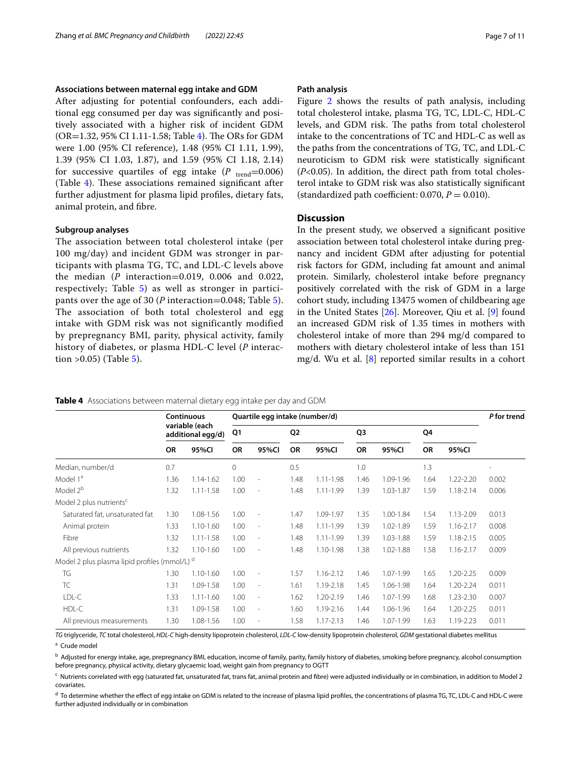### Associations between maternal egg intake and GDM

After adjusting for potential confounders, each additional egg consumed per day was significantly and positively associated with a higher risk of incident GDM (OR=1.32, 95% CI 1.11-1.58; Table 4). The ORs for GDM were 1.00 (95% CI reference), 1.48 (95% CI 1.11, 1.99), 1.39 (95% CI 1.03, 1.87), and 1.59 (95% CI 1.18, 2.14) for successive quartiles of egg intake ($P_{\text{trend}}$=0.006) (Table 4). These associations remained significant after further adjustment for plasma lipid profiles, dietary fats, animal protein, and fibre.

### Subgroup analyses

The association between total cholesterol intake (per 100 mg/day) and incident GDM was stronger in participants with plasma TG, TC, and LDL-C levels above the median (*P* interaction=0.019, 0.006 and 0.022, respectively; Table 5) as well as stronger in participants over the age of 30 (*P* interaction=0.048; Table 5). The association of both total cholesterol and egg intake with GDM risk was not significantly modified by prepregnancy BMI, parity, physical activity, family history of diabetes, or plasma HDL-C level (*P* interaction >0.05) (Table 5).

### Path analysis

Figure 2 shows the results of path analysis, including total cholesterol intake, plasma TG, TC, LDL-C, HDL-C levels, and GDM risk. The paths from total cholesterol intake to the concentrations of TC and HDL-C as well as the paths from the concentrations of TG, TC, and LDL-C neuroticism to GDM risk were statistically significant (*P*<0.05). In addition, the direct path from total cholesterol intake to GDM risk was also statistically significant (standardized path coefficient: 0.070, *P* = 0.010).

## Discussion

In the present study, we observed a significant positive association between total cholesterol intake during pregnancy and incident GDM after adjusting for potential risk factors for GDM, including fat amount and animal protein. Similarly, cholesterol intake before pregnancy positively correlated with the risk of GDM in a large cohort study, including 13475 women of childbearing age in the United States [26]. Moreover, Qiu et al. [9] found an increased GDM risk of 1.35 times in mothers with cholesterol intake of more than 294 mg/d compared to mothers with dietary cholesterol intake of less than 151 mg/d. Wu et al. [8] reported similar results in a cohort

**Table 4** Associations between maternal dietary egg intake per day and GDM

| | Continuous variable (each additional egg/d) | | Quartile egg intake (number/d) | | | | | | | | *P* for trend |
|---|---|---|---|---|---|---|---|---|---|---|---|
| | | | Q1 | | Q2 | | Q3 | | Q4 | | |
| | OR | 95%CI | OR | 95%CI | OR | 95%CI | OR | 95%CI | OR | 95%CI | |
| Median, number/d | 0.7 | | 0 | | 0.5 | | 1.0 | | 1.3 | | - |
| Model 1[a] | 1.36 | 1.14-1.62 | 1.00 | - | 1.48 | 1.11-1.98 | 1.46 | 1.09-1.96 | 1.64 | 1.22-2.20 | 0.002 |
| Model 2[b] | 1.32 | 1.11-1.58 | 1.00 | - | 1.48 | 1.11-1.99 | 1.39 | 1.03-1.87 | 1.59 | 1.18-2.14 | 0.006 |
| Model 2 plus nutrients[c] | | | | | | | | | | | |
| Saturated fat, unsaturated fat | 1.30 | 1.08-1.56 | 1.00 | - | 1.47 | 1.09-1.97 | 1.35 | 1.00-1.84 | 1.54 | 1.13-2.09 | 0.013 |
| Animal protein | 1.33 | 1.10-1.60 | 1.00 | - | 1.48 | 1.11-1.99 | 1.39 | 1.02-1.89 | 1.59 | 1.16-2.17 | 0.008 |
| Fibre | 1.32 | 1.11-1.58 | 1.00 | - | 1.48 | 1.11-1.99 | 1.39 | 1.03-1.88 | 1.59 | 1.18-2.15 | 0.005 |
| All previous nutrients | 1.32 | 1.10-1.60 | 1.00 | - | 1.48 | 1.10-1.98 | 1.38 | 1.02-1.88 | 1.58 | 1.16-2.17 | 0.009 |
| Model 2 plus plasma lipid profiles (mmol/L)[d] | | | | | | | | | | | |
| TG | 1.30 | 1.10-1.60 | 1.00 | - | 1.57 | 1.16-2.12 | 1.46 | 1.07-1.99 | 1.65 | 1.20-2.25 | 0.009 |
| TC | 1.31 | 1.09-1.58 | 1.00 | - | 1.61 | 1.19-2.18 | 1.45 | 1.06-1.98 | 1.64 | 1.20-2.24 | 0.011 |
| LDL-C | 1.33 | 1.11-1.60 | 1.00 | - | 1.62 | 1.20-2.19 | 1.46 | 1.07-1.99 | 1.68 | 1.23-2.30 | 0.007 |
| HDL-C | 1.31 | 1.09-1.58 | 1.00 | - | 1.60 | 1.19-2.16 | 1.44 | 1.06-1.96 | 1.64 | 1.20-2.25 | 0.011 |
| All previous measurements | 1.30 | 1.08-1.56 | 1.00 | - | 1.58 | 1.17-2.13 | 1.46 | 1.07-1.99 | 1.63 | 1.19-2.23 | 0.011 |

*TG* triglyceride, *TC* total cholesterol, *HDL-C* high-density lipoprotein cholesterol, *LDL-C* low-density lipoprotein cholesterol, *GDM* gestational diabetes mellitus

[a] Crude model

[b] Adjusted for energy intake, age, prepregnancy BMI, education, income of family, parity, family history of diabetes, smoking before pregnancy, alcohol consumption before pregnancy, physical activity, dietary glycaemic load, weight gain from pregnancy to OGTT

[c] Nutrients correlated with egg (saturated fat, unsaturated fat, trans fat, animal protein and fibre) were adjusted individually or in combination, in addition to Model 2 covariates.

[d] To determine whether the effect of egg intake on GDM is related to the increase of plasma lipid profiles, the concentrations of plasma TG, TC, LDL-C and HDL-C were further adjusted individually or in combination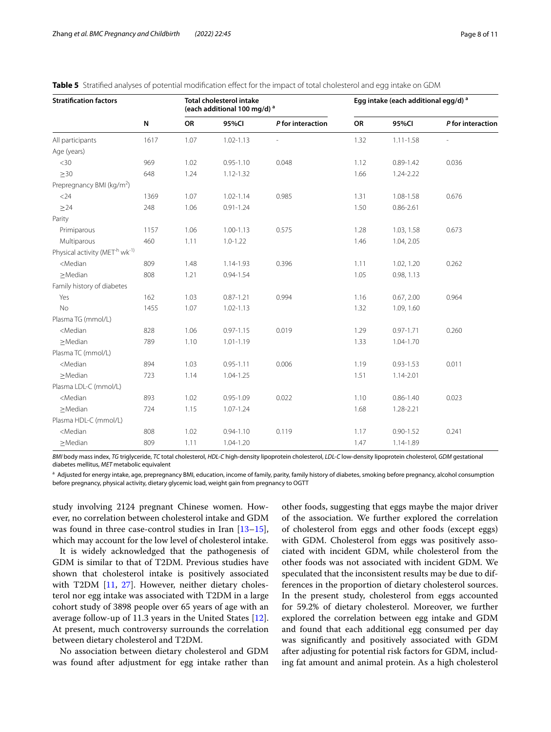**Table 5** Stratified analyses of potential modification effect for the impact of total cholesterol and egg intake on GDM

| Stratification factors | | Total cholesterol intake (each additional 100 mg/d) [a] | | | Egg intake (each additional egg/d) [a] | | |
|---|---|---|---|---|---|---|---|
| | N | OR | 95%CI | *P* for interaction | OR | 95%CI | *P* for interaction |
| All participants | 1617 | 1.07 | 1.02-1.13 | - | 1.32 | 1.11-1.58 | - |
| Age (years) | | | | | | | |
| <30 | 969 | 1.02 | 0.95-1.10 | 0.048 | 1.12 | 0.89-1.42 | 0.036 |
| ≥30 | 648 | 1.24 | 1.12-1.32 | | 1.66 | 1.24-2.22 | |
| Prepregnancy BMI (kg/m$^2$) | | | | | | | |
| <24 | 1369 | 1.07 | 1.02-1.14 | 0.985 | 1.31 | 1.08-1.58 | 0.676 |
| ≥24 | 248 | 1.06 | 0.91-1.24 | | 1.50 | 0.86-2.61 | |
| Parity | | | | | | | |
| Primiparous | 1157 | 1.06 | 1.00-1.13 | 0.575 | 1.28 | 1.03, 1.58 | 0.673 |
| Multiparous | 460 | 1.11 | 1.0-1.22 | | 1.46 | 1.04, 2.05 | |
| Physical activity (MET$^{-h}$ wk$^{-1)}$ | | | | | | | |
| <Median | 809 | 1.48 | 1.14-1.93 | 0.396 | 1.11 | 1.02, 1.20 | 0.262 |
| ≥Median | 808 | 1.21 | 0.94-1.54 | | 1.05 | 0.98, 1.13 | |
| Family history of diabetes | | | | | | | |
| Yes | 162 | 1.03 | 0.87-1.21 | 0.994 | 1.16 | 0.67, 2.00 | 0.964 |
| No | 1455 | 1.07 | 1.02-1.13 | | 1.32 | 1.09, 1.60 | |
| Plasma TG (mmol/L) | | | | | | | |
| <Median | 828 | 1.06 | 0.97-1.15 | 0.019 | 1.29 | 0.97-1.71 | 0.260 |
| ≥Median | 789 | 1.10 | 1.01-1.19 | | 1.33 | 1.04-1.70 | |
| Plasma TC (mmol/L) | | | | | | | |
| <Median | 894 | 1.03 | 0.95-1.11 | 0.006 | 1.19 | 0.93-1.53 | 0.011 |
| ≥Median | 723 | 1.14 | 1.04-1.25 | | 1.51 | 1.14-2.01 | |
| Plasma LDL-C (mmol/L) | | | | | | | |
| <Median | 893 | 1.02 | 0.95-1.09 | 0.022 | 1.10 | 0.86-1.40 | 0.023 |
| ≥Median | 724 | 1.15 | 1.07-1.24 | | 1.68 | 1.28-2.21 | |
| Plasma HDL-C (mmol/L) | | | | | | | |
| <Median | 808 | 1.02 | 0.94-1.10 | 0.119 | 1.17 | 0.90-1.52 | 0.241 |
| ≥Median | 809 | 1.11 | 1.04-1.20 | | 1.47 | 1.14-1.89 | |

*BMI* body mass index, *TG* triglyceride, *TC* total cholesterol, *HDL-C* high-density lipoprotein cholesterol, *LDL-C* low-density lipoprotein cholesterol, *GDM* gestational diabetes mellitus, *MET* metabolic equivalent

[a] Adjusted for energy intake, age, prepregnancy BMI, education, income of family, parity, family history of diabetes, smoking before pregnancy, alcohol consumption before pregnancy, physical activity, dietary glycemic load, weight gain from pregnancy to OGTT

study involving 2124 pregnant Chinese women. However, no correlation between cholesterol intake and GDM was found in three case-control studies in Iran [13–15], which may account for the low level of cholesterol intake.

It is widely acknowledged that the pathogenesis of GDM is similar to that of T2DM. Previous studies have shown that cholesterol intake is positively associated with T2DM [11, 27]. However, neither dietary cholesterol nor egg intake was associated with T2DM in a large cohort study of 3898 people over 65 years of age with an average follow-up of 11.3 years in the United States [12]. At present, much controversy surrounds the correlation between dietary cholesterol and T2DM.

No association between dietary cholesterol and GDM was found after adjustment for egg intake rather than other foods, suggesting that eggs maybe the major driver of the association. We further explored the correlation of cholesterol from eggs and other foods (except eggs) with GDM. Cholesterol from eggs was positively associated with incident GDM, while cholesterol from the other foods was not associated with incident GDM. We speculated that the inconsistent results may be due to differences in the proportion of dietary cholesterol sources. In the present study, cholesterol from eggs accounted for 59.2% of dietary cholesterol. Moreover, we further explored the correlation between egg intake and GDM and found that each additional egg consumed per day was significantly and positively associated with GDM after adjusting for potential risk factors for GDM, including fat amount and animal protein. As a high cholesterol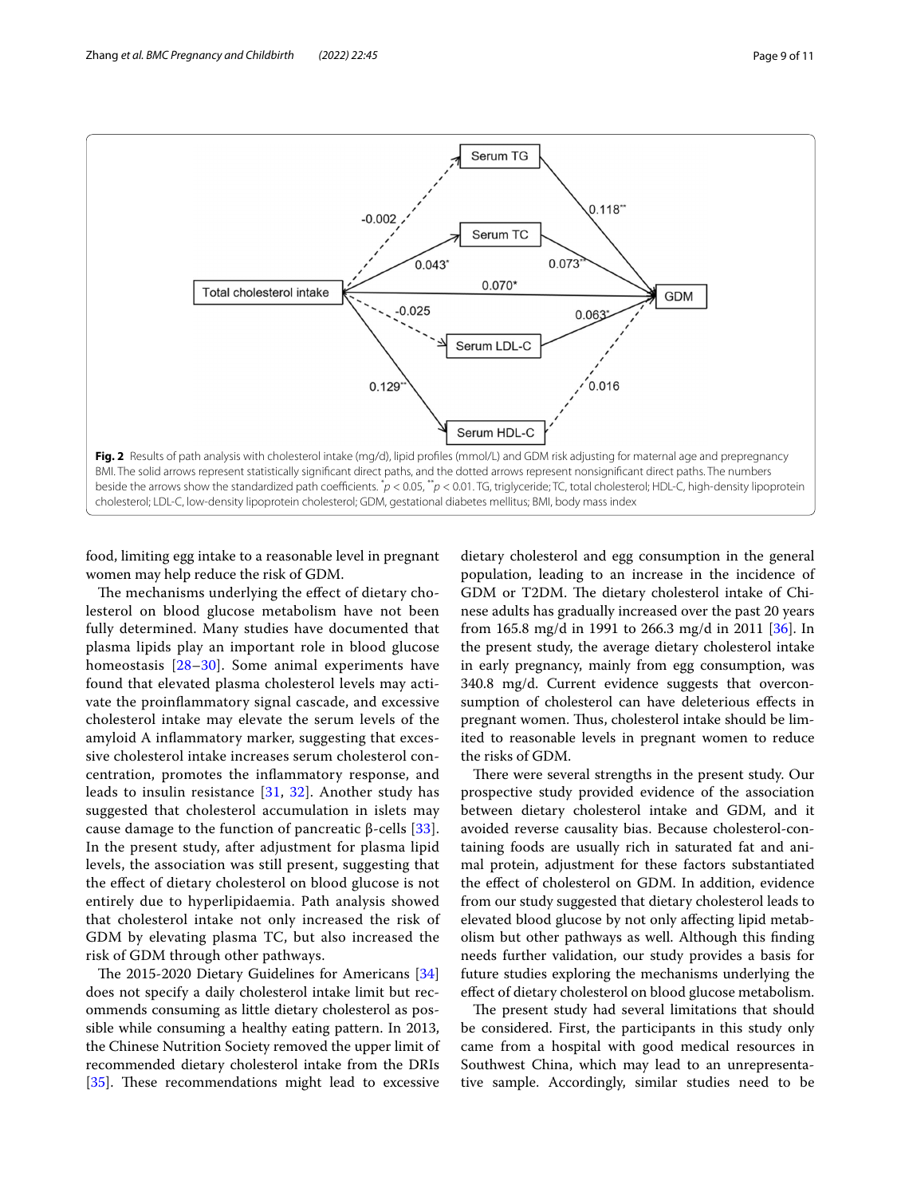**Fig. 2** Results of path analysis with cholesterol intake (mg/d), lipid profiles (mmol/L) and GDM risk adjusting for maternal age and prepregnancy BMI. The solid arrows represent statistically significant direct paths, and the dotted arrows represent nonsignificant direct paths. The numbers beside the arrows show the standardized path coefficients. *$p < 0.05$, **$p < 0.01$. TG, triglyceride; TC, total cholesterol; HDL-C, high-density lipoprotein cholesterol; LDL-C, low-density lipoprotein cholesterol; GDM, gestational diabetes mellitus; BMI, body mass index

food, limiting egg intake to a reasonable level in pregnant women may help reduce the risk of GDM.

The mechanisms underlying the effect of dietary cholesterol on blood glucose metabolism have not been fully determined. Many studies have documented that plasma lipids play an important role in blood glucose homeostasis [28–30]. Some animal experiments have found that elevated plasma cholesterol levels may activate the proinflammatory signal cascade, and excessive cholesterol intake may elevate the serum levels of the amyloid A inflammatory marker, suggesting that excessive cholesterol intake increases serum cholesterol concentration, promotes the inflammatory response, and leads to insulin resistance [31, 32]. Another study has suggested that cholesterol accumulation in islets may cause damage to the function of pancreatic β-cells [33]. In the present study, after adjustment for plasma lipid levels, the association was still present, suggesting that the effect of dietary cholesterol on blood glucose is not entirely due to hyperlipidaemia. Path analysis showed that cholesterol intake not only increased the risk of GDM by elevating plasma TC, but also increased the risk of GDM through other pathways.

The 2015-2020 Dietary Guidelines for Americans [34] does not specify a daily cholesterol intake limit but recommends consuming as little dietary cholesterol as possible while consuming a healthy eating pattern. In 2013, the Chinese Nutrition Society removed the upper limit of recommended dietary cholesterol intake from the DRIs [35]. These recommendations might lead to excessive dietary cholesterol and egg consumption in the general population, leading to an increase in the incidence of GDM or T2DM. The dietary cholesterol intake of Chinese adults has gradually increased over the past 20 years from 165.8 mg/d in 1991 to 266.3 mg/d in 2011 [36]. In the present study, the average dietary cholesterol intake in early pregnancy, mainly from egg consumption, was 340.8 mg/d. Current evidence suggests that overconsumption of cholesterol can have deleterious effects in pregnant women. Thus, cholesterol intake should be limited to reasonable levels in pregnant women to reduce the risks of GDM.

There were several strengths in the present study. Our prospective study provided evidence of the association between dietary cholesterol intake and GDM, and it avoided reverse causality bias. Because cholesterol-containing foods are usually rich in saturated fat and animal protein, adjustment for these factors substantiated the effect of cholesterol on GDM. In addition, evidence from our study suggested that dietary cholesterol leads to elevated blood glucose by not only affecting lipid metabolism but other pathways as well. Although this finding needs further validation, our study provides a basis for future studies exploring the mechanisms underlying the effect of dietary cholesterol on blood glucose metabolism.

The present study had several limitations that should be considered. First, the participants in this study only came from a hospital with good medical resources in Southwest China, which may lead to an unrepresentative sample. Accordingly, similar studies need to be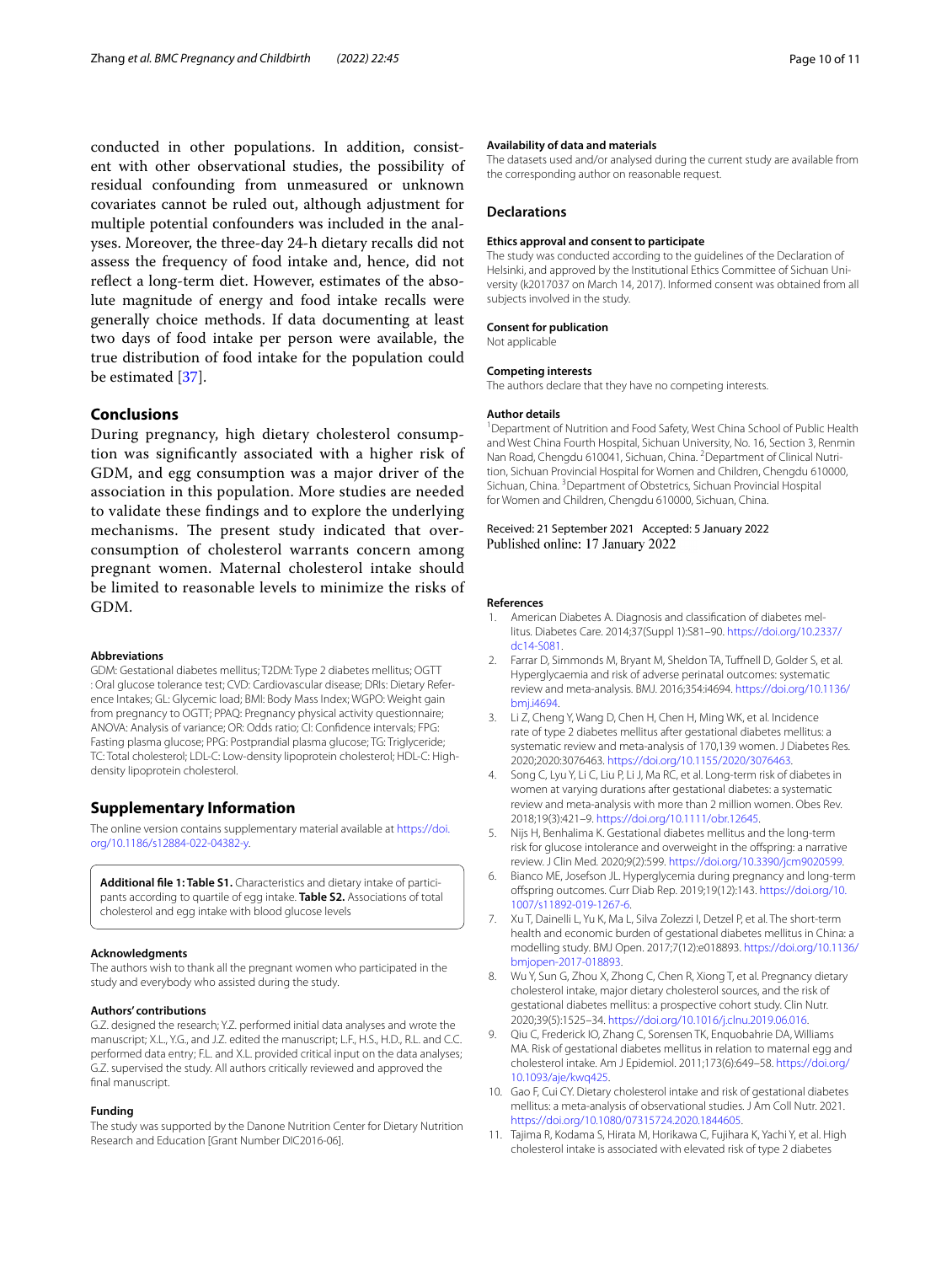conducted in other populations. In addition, consistent with other observational studies, the possibility of residual confounding from unmeasured or unknown covariates cannot be ruled out, although adjustment for multiple potential confounders was included in the analyses. Moreover, the three-day 24-h dietary recalls did not assess the frequency of food intake and, hence, did not reflect a long-term diet. However, estimates of the absolute magnitude of energy and food intake recalls were generally choice methods. If data documenting at least two days of food intake per person were available, the true distribution of food intake for the population could be estimated [37].

## Conclusions

During pregnancy, high dietary cholesterol consumption was significantly associated with a higher risk of GDM, and egg consumption was a major driver of the association in this population. More studies are needed to validate these findings and to explore the underlying mechanisms. The present study indicated that over-consumption of cholesterol warrants concern among pregnant women. Maternal cholesterol intake should be limited to reasonable levels to minimize the risks of GDM.

#### Abbreviations

GDM: Gestational diabetes mellitus; T2DM: Type 2 diabetes mellitus; OGTT : Oral glucose tolerance test; CVD: Cardiovascular disease; DRIs: Dietary Reference Intakes; GL: Glycemic load; BMI: Body Mass Index; WGPO: Weight gain from pregnancy to OGTT; PPAQ: Pregnancy physical activity questionnaire; ANOVA: Analysis of variance; OR: Odds ratio; CI: Confidence intervals; FPG: Fasting plasma glucose; PPG: Postprandial plasma glucose; TG: Triglyceride; TC: Total cholesterol; LDL-C: Low-density lipoprotein cholesterol; HDL-C: High-density lipoprotein cholesterol.

## Supplementary Information

The online version contains supplementary material available at https://doi.org/10.1186/s12884-022-04382-y.

**Additional file 1: Table S1.** Characteristics and dietary intake of participants according to quartile of egg intake. **Table S2.** Associations of total cholesterol and egg intake with blood glucose levels

#### Acknowledgments

The authors wish to thank all the pregnant women who participated in the study and everybody who assisted during the study.

#### Authors' contributions

G.Z. designed the research; Y.Z. performed initial data analyses and wrote the manuscript; X.L., Y.G., and J.Z. edited the manuscript; L.F., H.S., H.D., R.L. and C.C. performed data entry; F.L. and X.L. provided critical input on the data analyses; G.Z. supervised the study. All authors critically reviewed and approved the final manuscript.

#### Funding

The study was supported by the Danone Nutrition Center for Dietary Nutrition Research and Education [Grant Number DIC2016-06].

#### Availability of data and materials

The datasets used and/or analysed during the current study are available from the corresponding author on reasonable request.

## Declarations

#### Ethics approval and consent to participate

The study was conducted according to the guidelines of the Declaration of Helsinki, and approved by the Institutional Ethics Committee of Sichuan University (k2017037 on March 14, 2017). Informed consent was obtained from all subjects involved in the study.

#### Consent for publication

Not applicable

#### Competing interests

The authors declare that they have no competing interests.

#### Author details

[1]Department of Nutrition and Food Safety, West China School of Public Health and West China Fourth Hospital, Sichuan University, No. 16, Section 3, Renmin Nan Road, Chengdu 610041, Sichuan, China. [2]Department of Clinical Nutrition, Sichuan Provincial Hospital for Women and Children, Chengdu 610000, Sichuan, China. [3]Department of Obstetrics, Sichuan Provincial Hospital for Women and Children, Chengdu 610000, Sichuan, China.

Received: 21 September 2021 Accepted: 5 January 2022
Published online: 17 January 2022

#### References

1. American Diabetes A. Diagnosis and classification of diabetes mellitus. Diabetes Care. 2014;37(Suppl 1):S81–90. https://doi.org/10.2337/dc14-S081.
2. Farrar D, Simmonds M, Bryant M, Sheldon TA, Tuffnell D, Golder S, et al. Hyperglycaemia and risk of adverse perinatal outcomes: systematic review and meta-analysis. BMJ. 2016;354:i4694. https://doi.org/10.1136/bmj.i4694.
3. Li Z, Cheng Y, Wang D, Chen H, Chen H, Ming WK, et al. Incidence rate of type 2 diabetes mellitus after gestational diabetes mellitus: a systematic review and meta-analysis of 170,139 women. J Diabetes Res. 2020;2020:3076463. https://doi.org/10.1155/2020/3076463.
4. Song C, Lyu Y, Li C, Liu P, Li J, Ma RC, et al. Long-term risk of diabetes in women at varying durations after gestational diabetes: a systematic review and meta-analysis with more than 2 million women. Obes Rev. 2018;19(3):421–9. https://doi.org/10.1111/obr.12645.
5. Nijs H, Benhalima K. Gestational diabetes mellitus and the long-term risk for glucose intolerance and overweight in the offspring: a narrative review. J Clin Med. 2020;9(2):599. https://doi.org/10.3390/jcm9020599.
6. Bianco ME, Josefson JL. Hyperglycemia during pregnancy and long-term offspring outcomes. Curr Diab Rep. 2019;19(12):143. https://doi.org/10.1007/s11892-019-1267-6.
7. Xu T, Dainelli L, Yu K, Ma L, Silva Zolezzi I, Detzel P, et al. The short-term health and economic burden of gestational diabetes mellitus in China: a modelling study. BMJ Open. 2017;7(12):e018893. https://doi.org/10.1136/bmjopen-2017-018893.
8. Wu Y, Sun G, Zhou X, Zhong C, Chen R, Xiong T, et al. Pregnancy dietary cholesterol intake, major dietary cholesterol sources, and the risk of gestational diabetes mellitus: a prospective cohort study. Clin Nutr. 2020;39(5):1525–34. https://doi.org/10.1016/j.clnu.2019.06.016.
9. Qiu C, Frederick IO, Zhang C, Sorensen TK, Enquobahrie DA, Williams MA. Risk of gestational diabetes mellitus in relation to maternal egg and cholesterol intake. Am J Epidemiol. 2011;173(6):649–58. https://doi.org/10.1093/aje/kwq425.
10. Gao F, Cui CY. Dietary cholesterol intake and risk of gestational diabetes mellitus: a meta-analysis of observational studies. J Am Coll Nutr. 2021. https://doi.org/10.1080/07315724.2020.1844605.
11. Tajima R, Kodama S, Hirata M, Horikawa C, Fujihara K, Yachi Y, et al. High cholesterol intake is associated with elevated risk of type 2 diabetes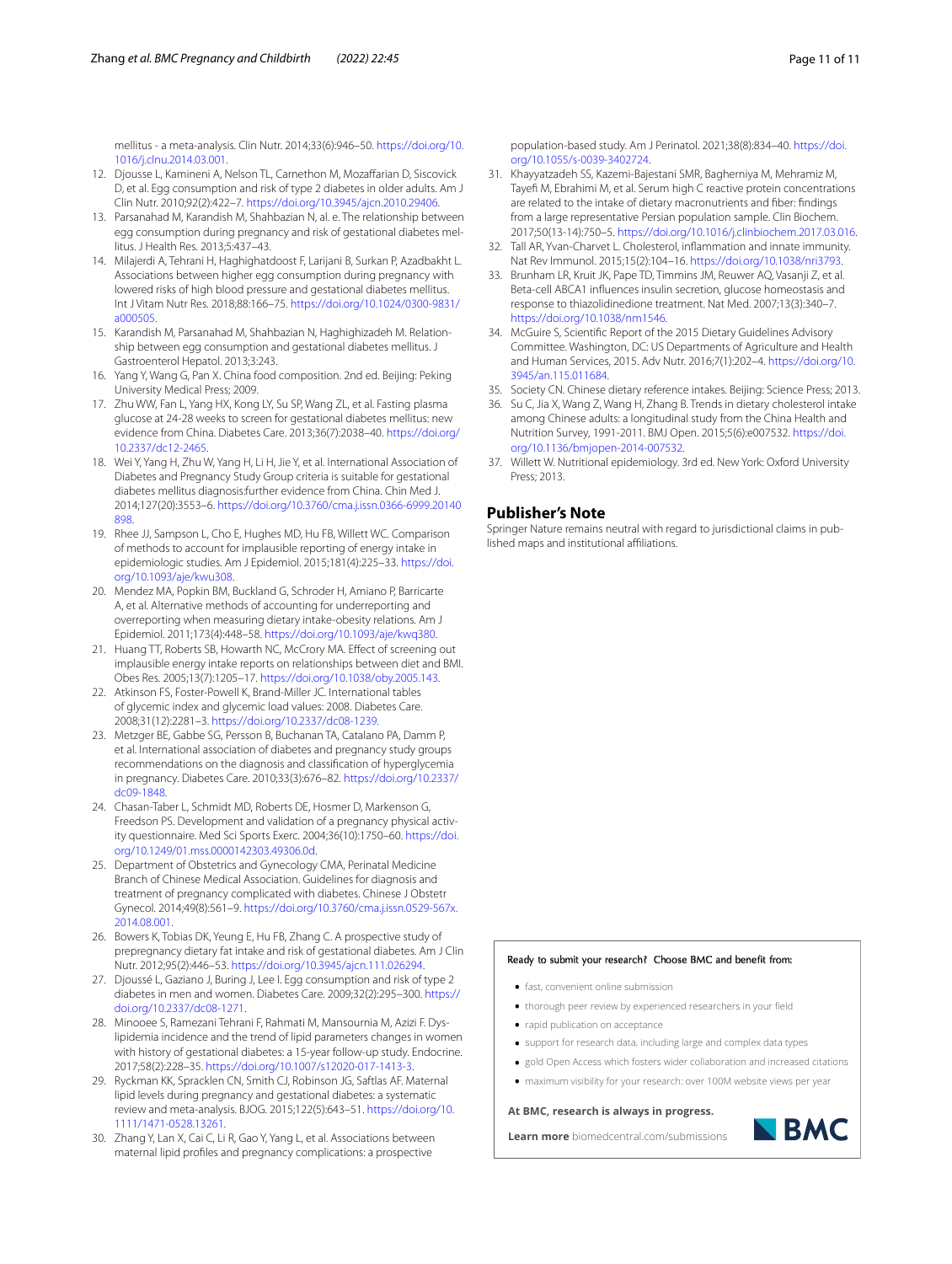mellitus - a meta-analysis. Clin Nutr. 2014;33(6):946–50. https://doi.org/10.1016/j.clnu.2014.03.001.

12. Djousse L, Kamineni A, Nelson TL, Carnethon M, Mozaffarian D, Siscovick D, et al. Egg consumption and risk of type 2 diabetes in older adults. Am J Clin Nutr. 2010;92(2):422–7. https://doi.org/10.3945/ajcn.2010.29406.
13. Parsanahad M, Karandish M, Shahbazian N, al. e. The relationship between egg consumption during pregnancy and risk of gestational diabetes mellitus. J Health Res. 2013;5:437–43.
14. Milajerdi A, Tehrani H, Haghighatdoost F, Larijani B, Surkan P, Azadbakht L. Associations between higher egg consumption during pregnancy with lowered risks of high blood pressure and gestational diabetes mellitus. Int J Vitam Nutr Res. 2018;88:166–75. https://doi.org/10.1024/0300-9831/a000505.
15. Karandish M, Parsanahad M, Shahbazian N, Haghighizadeh M. Relationship between egg consumption and gestational diabetes mellitus. J Gastroenterol Hepatol. 2013;3:243.
16. Yang Y, Wang G, Pan X. China food composition. 2nd ed. Beijing: Peking University Medical Press; 2009.
17. Zhu WW, Fan L, Yang HX, Kong LY, Su SP, Wang ZL, et al. Fasting plasma glucose at 24-28 weeks to screen for gestational diabetes mellitus: new evidence from China. Diabetes Care. 2013;36(7):2038–40. https://doi.org/10.2337/dc12-2465.
18. Wei Y, Yang H, Zhu W, Yang H, Li H, Jie Y, et al. International Association of Diabetes and Pregnancy Study Group criteria is suitable for gestational diabetes mellitus diagnosis:further evidence from China. Chin Med J. 2014;127(20):3553–6. https://doi.org/10.3760/cma.j.issn.0366-6999.20140898.
19. Rhee JJ, Sampson L, Cho E, Hughes MD, Hu FB, Willett WC. Comparison of methods to account for implausible reporting of energy intake in epidemiologic studies. Am J Epidemiol. 2015;181(4):225–33. https://doi.org/10.1093/aje/kwu308.
20. Mendez MA, Popkin BM, Buckland G, Schroder H, Amiano P, Barricarte A, et al. Alternative methods of accounting for underreporting and overreporting when measuring dietary intake-obesity relations. Am J Epidemiol. 2011;173(4):448–58. https://doi.org/10.1093/aje/kwq380.
21. Huang TT, Roberts SB, Howarth NC, McCrory MA. Effect of screening out implausible energy intake reports on relationships between diet and BMI. Obes Res. 2005;13(7):1205–17. https://doi.org/10.1038/oby.2005.143.
22. Atkinson FS, Foster-Powell K, Brand-Miller JC. International tables of glycemic index and glycemic load values: 2008. Diabetes Care. 2008;31(12):2281–3. https://doi.org/10.2337/dc08-1239.
23. Metzger BE, Gabbe SG, Persson B, Buchanan TA, Catalano PA, Damm P, et al. International association of diabetes and pregnancy study groups recommendations on the diagnosis and classification of hyperglycemia in pregnancy. Diabetes Care. 2010;33(3):676–82. https://doi.org/10.2337/dc09-1848.
24. Chasan-Taber L, Schmidt MD, Roberts DE, Hosmer D, Markenson G, Freedson PS. Development and validation of a pregnancy physical activity questionnaire. Med Sci Sports Exerc. 2004;36(10):1750–60. https://doi.org/10.1249/01.mss.0000142303.49306.0d.
25. Department of Obstetrics and Gynecology CMA, Perinatal Medicine Branch of Chinese Medical Association. Guidelines for diagnosis and treatment of pregnancy complicated with diabetes. Chinese J Obstetr Gynecol. 2014;49(8):561–9. https://doi.org/10.3760/cma.j.issn.0529-567x.2014.08.001.
26. Bowers K, Tobias DK, Yeung E, Hu FB, Zhang C. A prospective study of prepregnancy dietary fat intake and risk of gestational diabetes. Am J Clin Nutr. 2012;95(2):446–53. https://doi.org/10.3945/ajcn.111.026294.
27. Djoussé L, Gaziano J, Buring J, Lee I. Egg consumption and risk of type 2 diabetes in men and women. Diabetes Care. 2009;32(2):295–300. https://doi.org/10.2337/dc08-1271.
28. Minooee S, Ramezani Tehrani F, Rahmati M, Mansournia M, Azizi F. Dyslipidemia incidence and the trend of lipid parameters changes in women with history of gestational diabetes: a 15-year follow-up study. Endocrine. 2017;58(2):228–35. https://doi.org/10.1007/s12020-017-1413-3.
29. Ryckman KK, Spracklen CN, Smith CJ, Robinson JG, Saftlas AF. Maternal lipid levels during pregnancy and gestational diabetes: a systematic review and meta-analysis. BJOG. 2015;122(5):643–51. https://doi.org/10.1111/1471-0528.13261.
30. Zhang Y, Lan X, Cai C, Li R, Gao Y, Yang L, et al. Associations between maternal lipid profiles and pregnancy complications: a prospective population-based study. Am J Perinatol. 2021;38(8):834–40. https://doi.org/10.1055/s-0039-3402724.
31. Khayyatzadeh SS, Kazemi-Bajestani SMR, Bagherniya M, Mehramiz M, Tayefi M, Ebrahimi M, et al. Serum high C reactive protein concentrations are related to the intake of dietary macronutrients and fiber: findings from a large representative Persian population sample. Clin Biochem. 2017;50(13-14):750–5. https://doi.org/10.1016/j.clinbiochem.2017.03.016.
32. Tall AR, Yvan-Charvet L. Cholesterol, inflammation and innate immunity. Nat Rev Immunol. 2015;15(2):104–16. https://doi.org/10.1038/nri3793.
33. Brunham LR, Kruit JK, Pape TD, Timmins JM, Reuwer AQ, Vasanji Z, et al. Beta-cell ABCA1 influences insulin secretion, glucose homeostasis and response to thiazolidinedione treatment. Nat Med. 2007;13(3):340–7. https://doi.org/10.1038/nm1546.
34. McGuire S, Scientific Report of the 2015 Dietary Guidelines Advisory Committee. Washington, DC: US Departments of Agriculture and Health and Human Services, 2015. Adv Nutr. 2016;7(1):202–4. https://doi.org/10.3945/an.115.011684.
35. Society CN. Chinese dietary reference intakes. Beijing: Science Press; 2013.
36. Su C, Jia X, Wang Z, Wang H, Zhang B. Trends in dietary cholesterol intake among Chinese adults: a longitudinal study from the China Health and Nutrition Survey, 1991-2011. BMJ Open. 2015;5(6):e007532. https://doi.org/10.1136/bmjopen-2014-007532.
37. Willett W. Nutritional epidemiology. 3rd ed. New York: Oxford University Press; 2013.

## Publisher's Note

Springer Nature remains neutral with regard to jurisdictional claims in published maps and institutional affiliations.

Ready to submit your research? Choose BMC and benefit from:

- fast, convenient online submission
- thorough peer review by experienced researchers in your field
- rapid publication on acceptance
- support for research data, including large and complex data types
- gold Open Access which fosters wider collaboration and increased citations
- maximum visibility for your research: over 100M website views per year

**At BMC, research is always in progress.**

**Learn more** biomedcentral.com/submissions